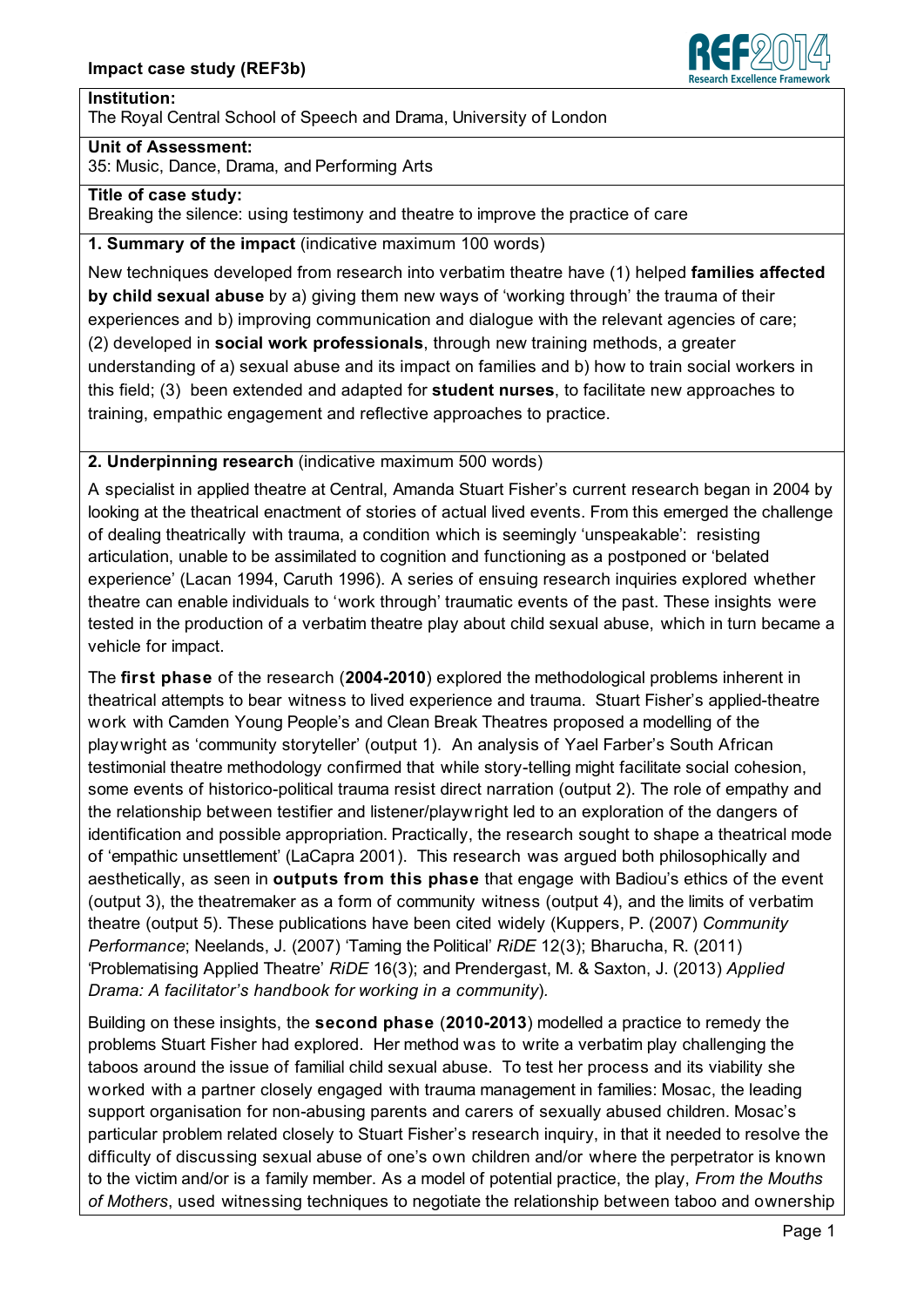**Impact case study (REF3b)**

**Institution:**
The Royal Central School of Speech and Drama, University of London

**Unit of Assessment:**
35: Music, Dance, Drama, and Performing Arts

**Title of case study:**
Breaking the silence: using testimony and theatre to improve the practice of care

## 1. Summary of the impact (indicative maximum 100 words)

New techniques developed from research into verbatim theatre have (1) helped **families affected by child sexual abuse** by a) giving them new ways of 'working through' the trauma of their experiences and b) improving communication and dialogue with the relevant agencies of care; (2) developed in **social work professionals**, through new training methods, a greater understanding of a) sexual abuse and its impact on families and b) how to train social workers in this field; (3) been extended and adapted for **student nurses**, to facilitate new approaches to training, empathic engagement and reflective approaches to practice.

## 2. Underpinning research (indicative maximum 500 words)

A specialist in applied theatre at Central, Amanda Stuart Fisher's current research began in 2004 by looking at the theatrical enactment of stories of actual lived events. From this emerged the challenge of dealing theatrically with trauma, a condition which is seemingly 'unspeakable': resisting articulation, unable to be assimilated to cognition and functioning as a postponed or 'belated experience' (Lacan 1994, Caruth 1996). A series of ensuing research inquiries explored whether theatre can enable individuals to 'work through' traumatic events of the past. These insights were tested in the production of a verbatim theatre play about child sexual abuse, which in turn became a vehicle for impact.

The **first phase** of the research (**2004-2010**) explored the methodological problems inherent in theatrical attempts to bear witness to lived experience and trauma. Stuart Fisher's applied-theatre work with Camden Young People's and Clean Break Theatres proposed a modelling of the playwright as 'community storyteller' (output 1). An analysis of Yael Farber's South African testimonial theatre methodology confirmed that while story-telling might facilitate social cohesion, some events of historico-political trauma resist direct narration (output 2). The role of empathy and the relationship between testifier and listener/playwright led to an exploration of the dangers of identification and possible appropriation. Practically, the research sought to shape a theatrical mode of 'empathic unsettlement' (LaCapra 2001). This research was argued both philosophically and aesthetically, as seen in **outputs from this phase** that engage with Badiou's ethics of the event (output 3), the theatremaker as a form of community witness (output 4), and the limits of verbatim theatre (output 5). These publications have been cited widely (Kuppers, P. (2007) *Community Performance*; Neelands, J. (2007) 'Taming the Political' *RiDE* 12(3); Bharucha, R. (2011) 'Problematising Applied Theatre' *RiDE* 16(3); and Prendergast, M. & Saxton, J. (2013) *Applied Drama: A facilitator's handbook for working in a community*).

Building on these insights, the **second phase** (**2010-2013**) modelled a practice to remedy the problems Stuart Fisher had explored. Her method was to write a verbatim play challenging the taboos around the issue of familial child sexual abuse. To test her process and its viability she worked with a partner closely engaged with trauma management in families: Mosac, the leading support organisation for non-abusing parents and carers of sexually abused children. Mosac's particular problem related closely to Stuart Fisher's research inquiry, in that it needed to resolve the difficulty of discussing sexual abuse of one's own children and/or where the perpetrator is known to the victim and/or is a family member. As a model of potential practice, the play, *From the Mouths of Mothers*, used witnessing techniques to negotiate the relationship between taboo and ownership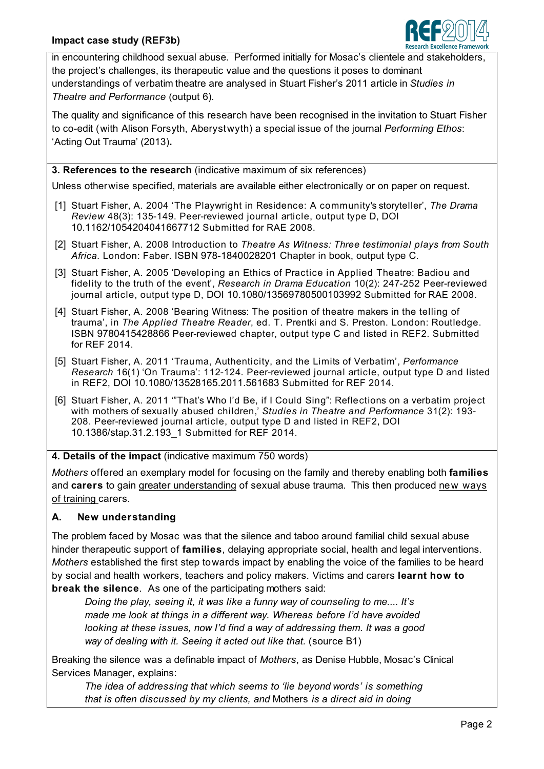in encountering childhood sexual abuse. Performed initially for Mosac's clientele and stakeholders, the project's challenges, its therapeutic value and the questions it poses to dominant understandings of verbatim theatre are analysed in Stuart Fisher's 2011 article in *Studies in Theatre and Performance* (output 6).

The quality and significance of this research have been recognised in the invitation to Stuart Fisher to co-edit (with Alison Forsyth, Aberystwyth) a special issue of the journal *Performing Ethos*: 'Acting Out Trauma' (2013).

**3. References to the research** (indicative maximum of six references)

Unless otherwise specified, materials are available either electronically or on paper on request.

[1] Stuart Fisher, A. 2004 'The Playwright in Residence: A community's storyteller', *The Drama Review* 48(3): 135-149. Peer-reviewed journal article, output type D, DOI 10.1162/1054204041667712 Submitted for RAE 2008.

[2] Stuart Fisher, A. 2008 Introduction to *Theatre As Witness: Three testimonial plays from South Africa*. London: Faber. ISBN 978-1840028201 Chapter in book, output type C.

[3] Stuart Fisher, A. 2005 'Developing an Ethics of Practice in Applied Theatre: Badiou and fidelity to the truth of the event', *Research in Drama Education* 10(2): 247-252 Peer-reviewed journal article, output type D, DOI 10.1080/13569780500103992 Submitted for RAE 2008.

[4] Stuart Fisher, A. 2008 'Bearing Witness: The position of theatre makers in the telling of trauma', in *The Applied Theatre Reader*, ed. T. Prentki and S. Preston. London: Routledge. ISBN 9780415428866 Peer-reviewed chapter, output type C and listed in REF2. Submitted for REF 2014.

[5] Stuart Fisher, A. 2011 'Trauma, Authenticity, and the Limits of Verbatim', *Performance Research* 16(1) 'On Trauma': 112-124. Peer-reviewed journal article, output type D and listed in REF2, DOI 10.1080/13528165.2011.561683 Submitted for REF 2014.

[6] Stuart Fisher, A. 2011 '"That's Who I'd Be, if I Could Sing": Reflections on a verbatim project with mothers of sexually abused children,' *Studies in Theatre and Performance* 31(2): 193-208. Peer-reviewed journal article, output type D and listed in REF2, DOI 10.1386/stap.31.2.193_1 Submitted for REF 2014.

**4. Details of the impact** (indicative maximum 750 words)

*Mothers* offered an exemplary model for focusing on the family and thereby enabling both **families** and **carers** to gain greater understanding of sexual abuse trauma. This then produced new ways of training carers.

### A. New understanding

The problem faced by Mosac was that the silence and taboo around familial child sexual abuse hinder therapeutic support of **families**, delaying appropriate social, health and legal interventions. *Mothers* established the first step towards impact by enabling the voice of the families to be heard by social and health workers, teachers and policy makers. Victims and carers **learnt how to break the silence**. As one of the participating mothers said:

> *Doing the play, seeing it, it was like a funny way of counseling to me.... It's made me look at things in a different way. Whereas before I'd have avoided looking at these issues, now I'd find a way of addressing them. It was a good way of dealing with it. Seeing it acted out like that.* (source B1)

Breaking the silence was a definable impact of *Mothers*, as Denise Hubble, Mosac's Clinical Services Manager, explains:

> *The idea of addressing that which seems to 'lie beyond words' is something that is often discussed by my clients, and* Mothers *is a direct aid in doing*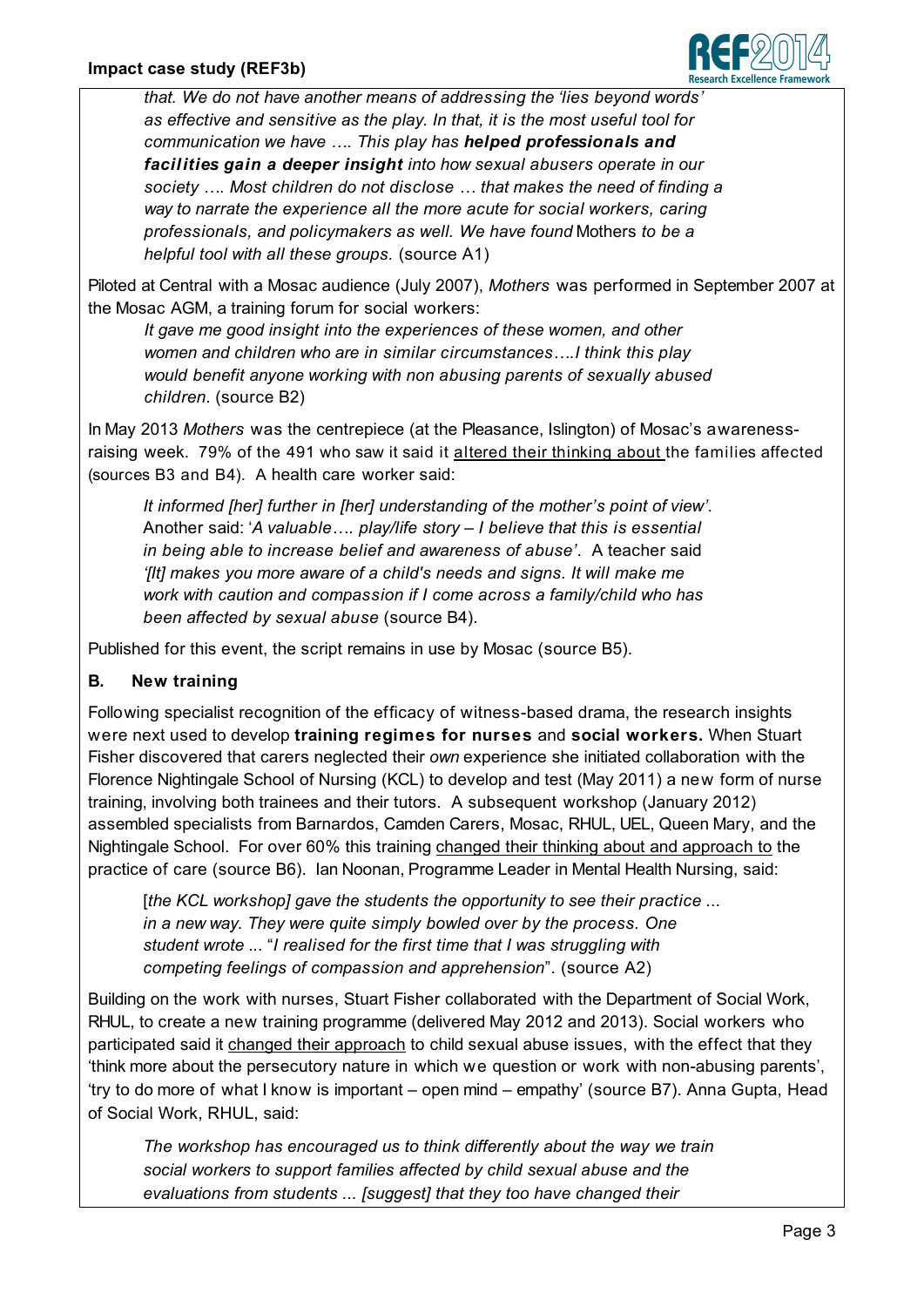*that. We do not have another means of addressing the 'lies beyond words' as effective and sensitive as the play. In that, it is the most useful tool for communication we have …. This play has* ***helped professionals and facilities gain a deeper insight*** *into how sexual abusers operate in our society …. Most children do not disclose … that makes the need of finding a way to narrate the experience all the more acute for social workers, caring professionals, and policymakers as well. We have found* Mothers *to be a helpful tool with all these groups.* (source A1)

Piloted at Central with a Mosac audience (July 2007), *Mothers* was performed in September 2007 at the Mosac AGM, a training forum for social workers:

> *It gave me good insight into the experiences of these women, and other women and children who are in similar circumstances….I think this play would benefit anyone working with non abusing parents of sexually abused children*. (source B2)

In May 2013 *Mothers* was the centrepiece (at the Pleasance, Islington) of Mosac's awareness-raising week. 79% of the 491 who saw it said it altered their thinking about the families affected (sources B3 and B4). A health care worker said:

> *It informed [her] further in [her] understanding of the mother's point of view'.* Another said: '*A valuable…. play/life story – I believe that this is essential in being able to increase belief and awareness of abuse'*. A teacher said *'[It] makes you more aware of a child's needs and signs. It will make me work with caution and compassion if I come across a family/child who has been affected by sexual abuse* (source B4).

Published for this event, the script remains in use by Mosac (source B5).

## B. New training

Following specialist recognition of the efficacy of witness-based drama, the research insights were next used to develop **training regimes for nurses** and **social workers.** When Stuart Fisher discovered that carers neglected their *own* experience she initiated collaboration with the Florence Nightingale School of Nursing (KCL) to develop and test (May 2011) a new form of nurse training, involving both trainees and their tutors. A subsequent workshop (January 2012) assembled specialists from Barnardos, Camden Carers, Mosac, RHUL, UEL, Queen Mary, and the Nightingale School. For over 60% this training changed their thinking about and approach to the practice of care (source B6). Ian Noonan, Programme Leader in Mental Health Nursing, said:

> [*the KCL workshop] gave the students the opportunity to see their practice ... in a new way. They were quite simply bowled over by the process. One student wrote ...* "*I realised for the first time that I was struggling with competing feelings of compassion and apprehension*". (source A2)

Building on the work with nurses, Stuart Fisher collaborated with the Department of Social Work, RHUL, to create a new training programme (delivered May 2012 and 2013). Social workers who participated said it changed their approach to child sexual abuse issues, with the effect that they 'think more about the persecutory nature in which we question or work with non-abusing parents', 'try to do more of what I know is important – open mind – empathy' (source B7). Anna Gupta, Head of Social Work, RHUL, said:

> *The workshop has encouraged us to think differently about the way we train social workers to support families affected by child sexual abuse and the evaluations from students ... [suggest] that they too have changed their*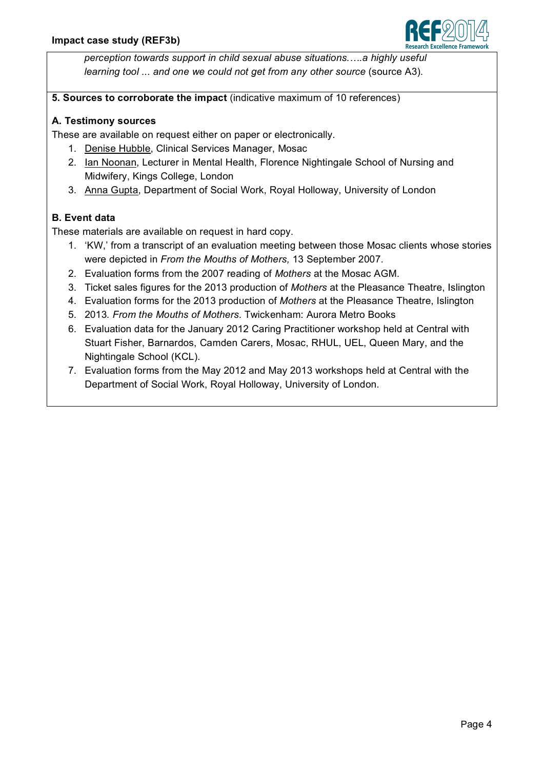*perception towards support in child sexual abuse situations…..a highly useful learning tool ... and one we could not get from any other source* (source A3).

**5. Sources to corroborate the impact** (indicative maximum of 10 references)

**A. Testimony sources**

These are available on request either on paper or electronically.

1. Denise Hubble, Clinical Services Manager, Mosac
2. Ian Noonan, Lecturer in Mental Health, Florence Nightingale School of Nursing and Midwifery, Kings College, London
3. Anna Gupta, Department of Social Work, Royal Holloway, University of London

**B. Event data**

These materials are available on request in hard copy.

1. 'KW,' from a transcript of an evaluation meeting between those Mosac clients whose stories were depicted in *From the Mouths of Mothers,* 13 September 2007.
2. Evaluation forms from the 2007 reading of *Mothers* at the Mosac AGM.
3. Ticket sales figures for the 2013 production of *Mothers* at the Pleasance Theatre, Islington
4. Evaluation forms for the 2013 production of *Mothers* at the Pleasance Theatre, Islington
5. 2013*. From the Mouths of Mothers*. Twickenham: Aurora Metro Books
6. Evaluation data for the January 2012 Caring Practitioner workshop held at Central with Stuart Fisher, Barnardos, Camden Carers, Mosac, RHUL, UEL, Queen Mary, and the Nightingale School (KCL).
7. Evaluation forms from the May 2012 and May 2013 workshops held at Central with the Department of Social Work, Royal Holloway, University of London.